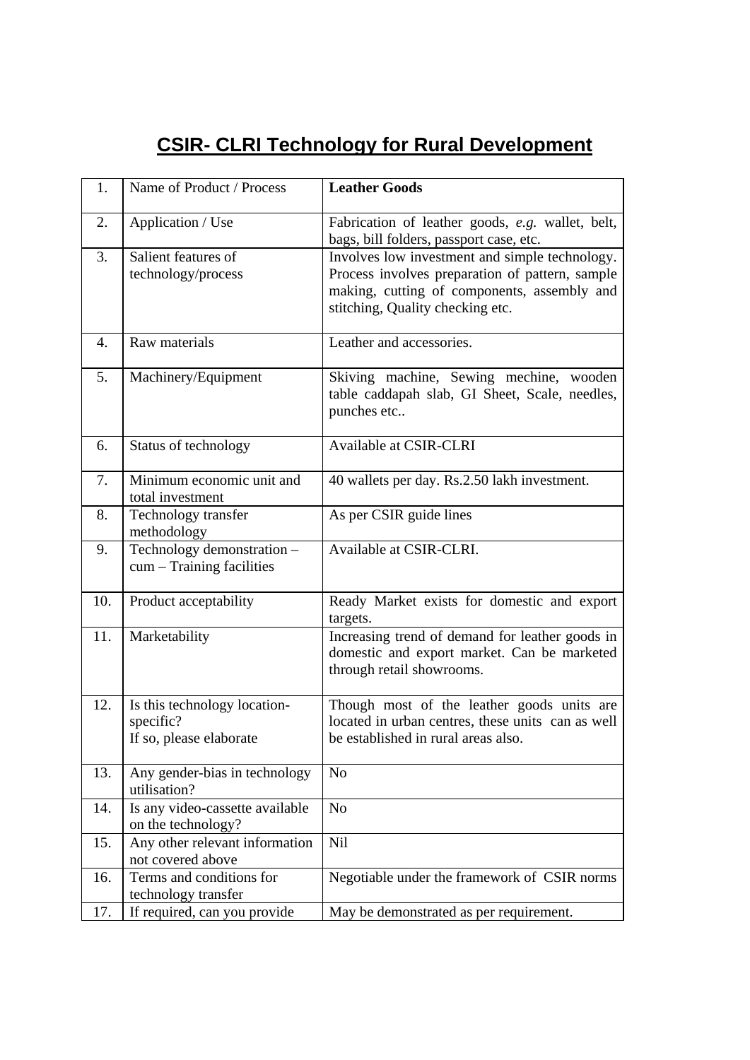# CSIR- CLRI Technology for Rural Development

| 1. | Name of Product / Process | **Leather Goods** |
|---|---|---|
| 2. | Application / Use | Fabrication of leather goods, *e.g.* wallet, belt, bags, bill folders, passport case, etc. |
| 3. | Salient features of technology/process | Involves low investment and simple technology. Process involves preparation of pattern, sample making, cutting of components, assembly and stitching, Quality checking etc. |
| 4. | Raw materials | Leather and accessories. |
| 5. | Machinery/Equipment | Skiving machine, Sewing mechine, wooden table caddapah slab, GI Sheet, Scale, needles, punches etc.. |
| 6. | Status of technology | Available at CSIR-CLRI |
| 7. | Minimum economic unit and total investment | 40 wallets per day. Rs.2.50 lakh investment. |
| 8. | Technology transfer methodology | As per CSIR guide lines |
| 9. | Technology demonstration – cum – Training facilities | Available at CSIR-CLRI. |
| 10. | Product acceptability | Ready Market exists for domestic and export targets. |
| 11. | Marketability | Increasing trend of demand for leather goods in domestic and export market. Can be marketed through retail showrooms. |
| 12. | Is this technology location-specific? If so, please elaborate | Though most of the leather goods units are located in urban centres, these units can as well be established in rural areas also. |
| 13. | Any gender-bias in technology utilisation? | No |
| 14. | Is any video-cassette available on the technology? | No |
| 15. | Any other relevant information not covered above | Nil |
| 16. | Terms and conditions for technology transfer | Negotiable under the framework of CSIR norms |
| 17. | If required, can you provide | May be demonstrated as per requirement. |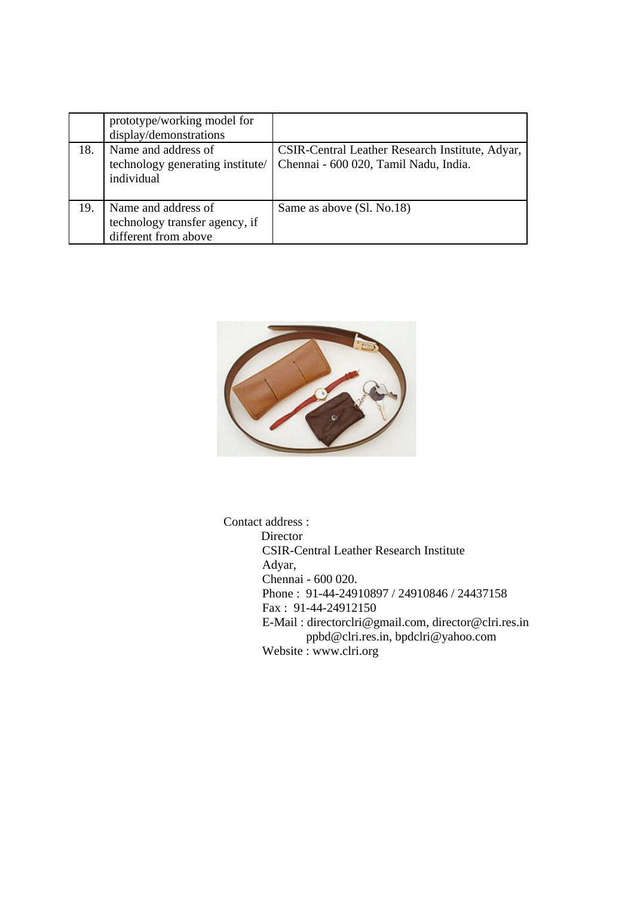| | | |
|---|---|---|
| | prototype/working model for display/demonstrations | |
| 18. | Name and address of technology generating institute/ individual | CSIR-Central Leather Research Institute, Adyar, Chennai - 600 020, Tamil Nadu, India. |
| 19. | Name and address of technology transfer agency, if different from above | Same as above (Sl. No.18) |

Contact address :

Director
CSIR-Central Leather Research Institute
Adyar,
Chennai - 600 020.
Phone : 91-44-24910897 / 24910846 / 24437158
Fax : 91-44-24912150
E-Mail : directorclri@gmail.com, director@clri.res.in
ppbd@clri.res.in, bpdclri@yahoo.com
Website : www.clri.org